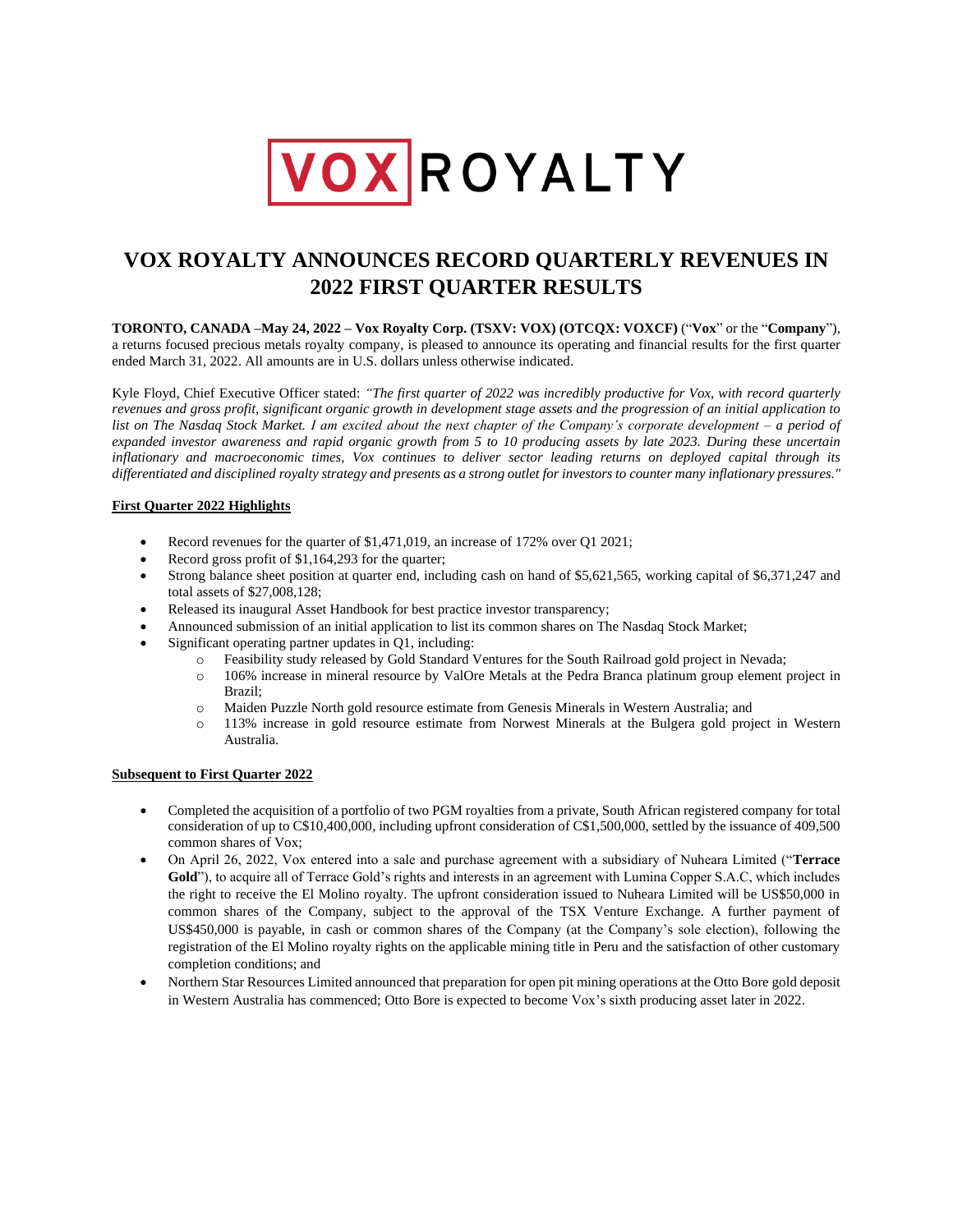VOX ROYALTY

# VOX ROYALTY ANNOUNCES RECORD QUARTERLY REVENUES IN 2022 FIRST QUARTER RESULTS

**TORONTO, CANADA –May 24, 2022 – Vox Royalty Corp. (TSXV: VOX) (OTCQX: VOXCF)** ("**Vox**" or the "**Company**"), a returns focused precious metals royalty company, is pleased to announce its operating and financial results for the first quarter ended March 31, 2022. All amounts are in U.S. dollars unless otherwise indicated.

Kyle Floyd, Chief Executive Officer stated: *"The first quarter of 2022 was incredibly productive for Vox, with record quarterly revenues and gross profit, significant organic growth in development stage assets and the progression of an initial application to list on The Nasdaq Stock Market. I am excited about the next chapter of the Company's corporate development – a period of expanded investor awareness and rapid organic growth from 5 to 10 producing assets by late 2023. During these uncertain inflationary and macroeconomic times, Vox continues to deliver sector leading returns on deployed capital through its differentiated and disciplined royalty strategy and presents as a strong outlet for investors to counter many inflationary pressures."*

## First Quarter 2022 Highlights

- Record revenues for the quarter of $1,471,019, an increase of 172% over Q1 2021;
- Record gross profit of $1,164,293 for the quarter;
- Strong balance sheet position at quarter end, including cash on hand of $5,621,565, working capital of $6,371,247 and total assets of $27,008,128;
- Released its inaugural Asset Handbook for best practice investor transparency;
- Announced submission of an initial application to list its common shares on The Nasdaq Stock Market;
- Significant operating partner updates in Q1, including:
  - Feasibility study released by Gold Standard Ventures for the South Railroad gold project in Nevada;
  - 106% increase in mineral resource by ValOre Metals at the Pedra Branca platinum group element project in Brazil;
  - Maiden Puzzle North gold resource estimate from Genesis Minerals in Western Australia; and
  - 113% increase in gold resource estimate from Norwest Minerals at the Bulgera gold project in Western Australia.

## Subsequent to First Quarter 2022

- Completed the acquisition of a portfolio of two PGM royalties from a private, South African registered company for total consideration of up to C$10,400,000, including upfront consideration of C$1,500,000, settled by the issuance of 409,500 common shares of Vox;
- On April 26, 2022, Vox entered into a sale and purchase agreement with a subsidiary of Nuheara Limited ("**Terrace Gold**"), to acquire all of Terrace Gold's rights and interests in an agreement with Lumina Copper S.A.C, which includes the right to receive the El Molino royalty. The upfront consideration issued to Nuheara Limited will be US$50,000 in common shares of the Company, subject to the approval of the TSX Venture Exchange. A further payment of US$450,000 is payable, in cash or common shares of the Company (at the Company's sole election), following the registration of the El Molino royalty rights on the applicable mining title in Peru and the satisfaction of other customary completion conditions; and
- Northern Star Resources Limited announced that preparation for open pit mining operations at the Otto Bore gold deposit in Western Australia has commenced; Otto Bore is expected to become Vox's sixth producing asset later in 2022.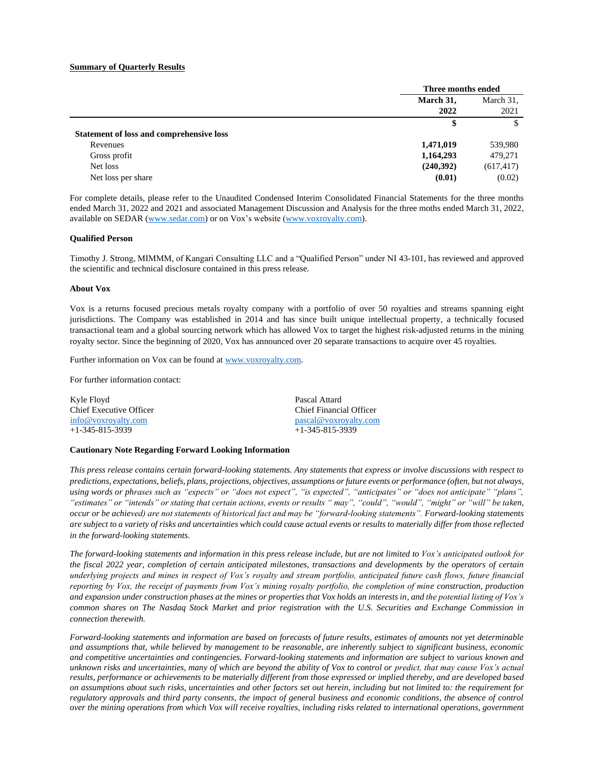**Summary of Quarterly Results**

| | Three months ended | |
|---|---|---|
| | **March 31, 2022** | March 31, 2021 |
| | **$** | $ |
| **Statement of loss and comprehensive loss** | | |
| Revenues | **1,471,019** | 539,980 |
| Gross profit | **1,164,293** | 479,271 |
| Net loss | **(240,392)** | (617,417) |
| Net loss per share | **(0.01)** | (0.02) |

For complete details, please refer to the Unaudited Condensed Interim Consolidated Financial Statements for the three months ended March 31, 2022 and 2021 and associated Management Discussion and Analysis for the three moths ended March 31, 2022, available on SEDAR (www.sedar.com) or on Vox's website (www.voxroyalty.com).

**Qualified Person**

Timothy J. Strong, MIMMM, of Kangari Consulting LLC and a "Qualified Person" under NI 43-101, has reviewed and approved the scientific and technical disclosure contained in this press release.

**About Vox**

Vox is a returns focused precious metals royalty company with a portfolio of over 50 royalties and streams spanning eight jurisdictions. The Company was established in 2014 and has since built unique intellectual property, a technically focused transactional team and a global sourcing network which has allowed Vox to target the highest risk-adjusted returns in the mining royalty sector. Since the beginning of 2020, Vox has announced over 20 separate transactions to acquire over 45 royalties.

Further information on Vox can be found at www.voxroyalty.com.

For further information contact:

Kyle Floyd
Chief Executive Officer
info@voxroyalty.com
+1-345-815-3939

Pascal Attard
Chief Financial Officer
pascal@voxroyalty.com
+1-345-815-3939

**Cautionary Note Regarding Forward Looking Information**

*This press release contains certain forward-looking statements. Any statements that express or involve discussions with respect to predictions, expectations, beliefs, plans, projections, objectives, assumptions or future events or performance (often, but not always, using words or phrases such as "expects" or "does not expect", "is expected", "anticipates" or "does not anticipate" "plans", "estimates" or "intends" or stating that certain actions, events or results " may", "could", "would", "might" or "will" be taken, occur or be achieved) are not statements of historical fact and may be "forward-looking statements". Forward-looking statements are subject to a variety of risks and uncertainties which could cause actual events or results to materially differ from those reflected in the forward-looking statements.*

*The forward-looking statements and information in this press release include, but are not limited to Vox's anticipated outlook for the fiscal 2022 year, completion of certain anticipated milestones, transactions and developments by the operators of certain underlying projects and mines in respect of Vox's royalty and stream portfolio, anticipated future cash flows, future financial reporting by Vox, the receipt of payments from Vox's mining royalty portfolio, the completion of mine construction, production and expansion under construction phases at the mines or properties that Vox holds an interests in, and the potential listing of Vox's common shares on The Nasdaq Stock Market and prior registration with the U.S. Securities and Exchange Commission in connection therewith.*

*Forward-looking statements and information are based on forecasts of future results, estimates of amounts not yet determinable and assumptions that, while believed by management to be reasonable, are inherently subject to significant business, economic and competitive uncertainties and contingencies. Forward-looking statements and information are subject to various known and unknown risks and uncertainties, many of which are beyond the ability of Vox to control or predict, that may cause Vox's actual results, performance or achievements to be materially different from those expressed or implied thereby, and are developed based on assumptions about such risks, uncertainties and other factors set out herein, including but not limited to: the requirement for regulatory approvals and third party consents, the impact of general business and economic conditions, the absence of control over the mining operations from which Vox will receive royalties, including risks related to international operations, government*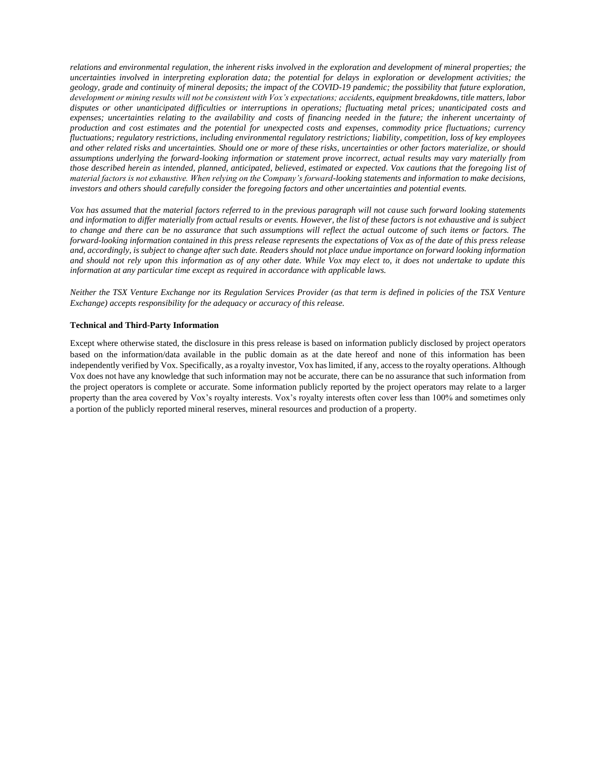*relations and environmental regulation, the inherent risks involved in the exploration and development of mineral properties; the uncertainties involved in interpreting exploration data; the potential for delays in exploration or development activities; the geology, grade and continuity of mineral deposits; the impact of the COVID-19 pandemic; the possibility that future exploration, development or mining results will not be consistent with Vox's expectations; accidents, equipment breakdowns, title matters, labor disputes or other unanticipated difficulties or interruptions in operations; fluctuating metal prices; unanticipated costs and expenses; uncertainties relating to the availability and costs of financing needed in the future; the inherent uncertainty of production and cost estimates and the potential for unexpected costs and expenses, commodity price fluctuations; currency fluctuations; regulatory restrictions, including environmental regulatory restrictions; liability, competition, loss of key employees and other related risks and uncertainties. Should one or more of these risks, uncertainties or other factors materialize, or should assumptions underlying the forward-looking information or statement prove incorrect, actual results may vary materially from those described herein as intended, planned, anticipated, believed, estimated or expected. Vox cautions that the foregoing list of material factors is not exhaustive. When relying on the Company's forward-looking statements and information to make decisions, investors and others should carefully consider the foregoing factors and other uncertainties and potential events.*

*Vox has assumed that the material factors referred to in the previous paragraph will not cause such forward looking statements and information to differ materially from actual results or events. However, the list of these factors is not exhaustive and is subject to change and there can be no assurance that such assumptions will reflect the actual outcome of such items or factors. The forward-looking information contained in this press release represents the expectations of Vox as of the date of this press release and, accordingly, is subject to change after such date. Readers should not place undue importance on forward looking information and should not rely upon this information as of any other date. While Vox may elect to, it does not undertake to update this information at any particular time except as required in accordance with applicable laws.*

*Neither the TSX Venture Exchange nor its Regulation Services Provider (as that term is defined in policies of the TSX Venture Exchange) accepts responsibility for the adequacy or accuracy of this release.*

**Technical and Third-Party Information**

Except where otherwise stated, the disclosure in this press release is based on information publicly disclosed by project operators based on the information/data available in the public domain as at the date hereof and none of this information has been independently verified by Vox. Specifically, as a royalty investor, Vox has limited, if any, access to the royalty operations. Although Vox does not have any knowledge that such information may not be accurate, there can be no assurance that such information from the project operators is complete or accurate. Some information publicly reported by the project operators may relate to a larger property than the area covered by Vox's royalty interests. Vox's royalty interests often cover less than 100% and sometimes only a portion of the publicly reported mineral reserves, mineral resources and production of a property.